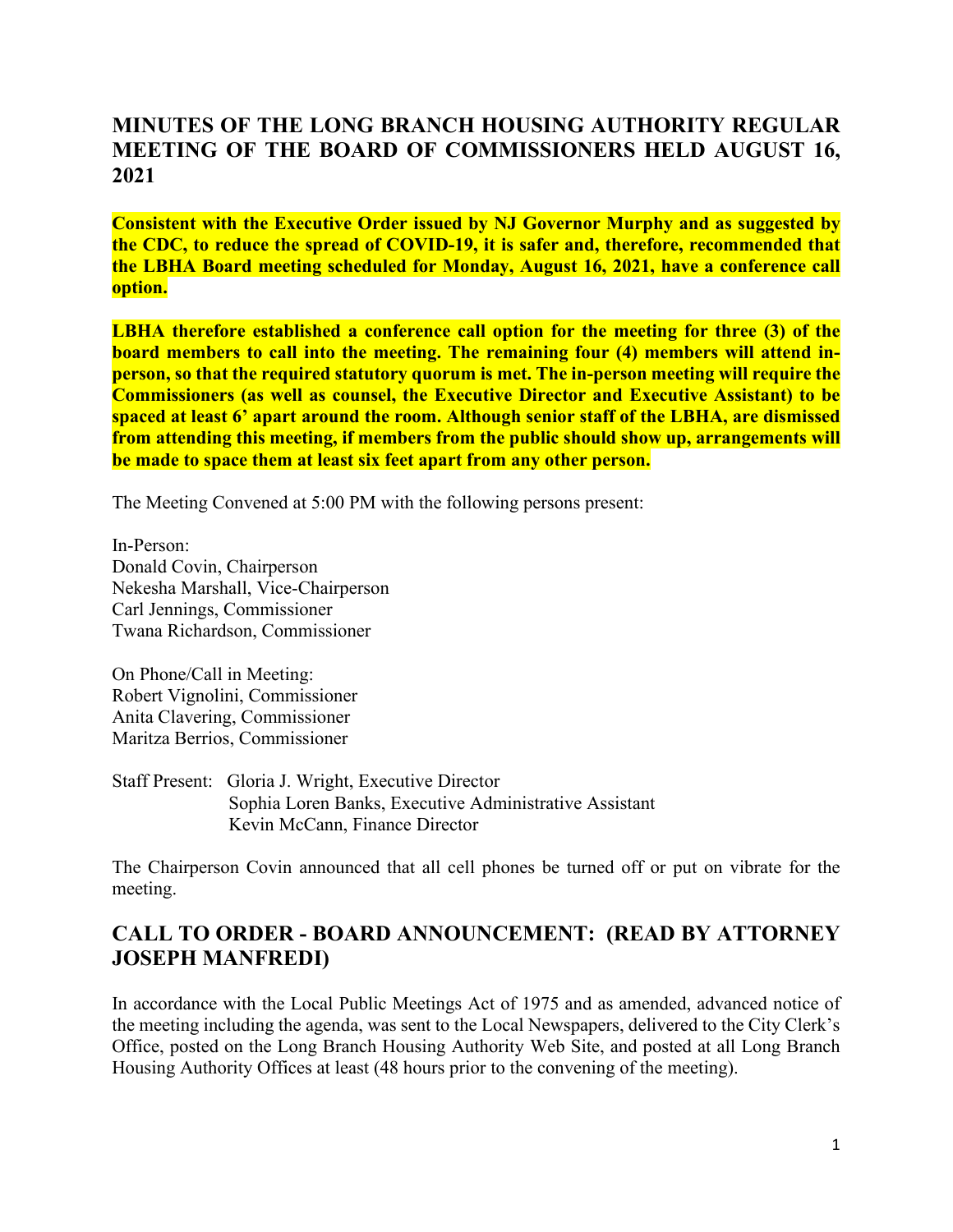# MINUTES OF THE LONG BRANCH HOUSING AUTHORITY REGULAR MEETING OF THE BOARD OF COMMISSIONERS HELD AUGUST 16, 2021

**Consistent with the Executive Order issued by NJ Governor Murphy and as suggested by the CDC, to reduce the spread of COVID-19, it is safer and, therefore, recommended that the LBHA Board meeting scheduled for Monday, August 16, 2021, have a conference call option.**

**LBHA therefore established a conference call option for the meeting for three (3) of the board members to call into the meeting. The remaining four (4) members will attend in-person, so that the required statutory quorum is met. The in-person meeting will require the Commissioners (as well as counsel, the Executive Director and Executive Assistant) to be spaced at least 6' apart around the room. Although senior staff of the LBHA, are dismissed from attending this meeting, if members from the public should show up, arrangements will be made to space them at least six feet apart from any other person.**

The Meeting Convened at 5:00 PM with the following persons present:

In-Person:
Donald Covin, Chairperson
Nekesha Marshall, Vice-Chairperson
Carl Jennings, Commissioner
Twana Richardson, Commissioner

On Phone/Call in Meeting:
Robert Vignolini, Commissioner
Anita Clavering, Commissioner
Maritza Berrios, Commissioner

Staff Present: Gloria J. Wright, Executive Director
Sophia Loren Banks, Executive Administrative Assistant
Kevin McCann, Finance Director

The Chairperson Covin announced that all cell phones be turned off or put on vibrate for the meeting.

## CALL TO ORDER - BOARD ANNOUNCEMENT: (READ BY ATTORNEY JOSEPH MANFREDI)

In accordance with the Local Public Meetings Act of 1975 and as amended, advanced notice of the meeting including the agenda, was sent to the Local Newspapers, delivered to the City Clerk's Office, posted on the Long Branch Housing Authority Web Site, and posted at all Long Branch Housing Authority Offices at least (48 hours prior to the convening of the meeting).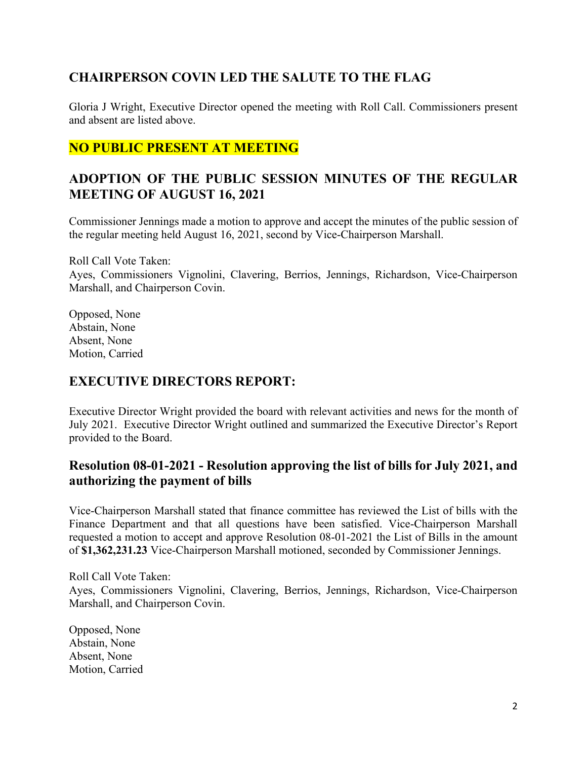## CHAIRPERSON COVIN LED THE SALUTE TO THE FLAG

Gloria J Wright, Executive Director opened the meeting with Roll Call. Commissioners present and absent are listed above.

## NO PUBLIC PRESENT AT MEETING

## ADOPTION OF THE PUBLIC SESSION MINUTES OF THE REGULAR MEETING OF AUGUST 16, 2021

Commissioner Jennings made a motion to approve and accept the minutes of the public session of the regular meeting held August 16, 2021, second by Vice-Chairperson Marshall.

Roll Call Vote Taken:
Ayes, Commissioners Vignolini, Clavering, Berrios, Jennings, Richardson, Vice-Chairperson Marshall, and Chairperson Covin.

Opposed, None
Abstain, None
Absent, None
Motion, Carried

## EXECUTIVE DIRECTORS REPORT:

Executive Director Wright provided the board with relevant activities and news for the month of July 2021. Executive Director Wright outlined and summarized the Executive Director's Report provided to the Board.

### Resolution 08-01-2021 - Resolution approving the list of bills for July 2021, and authorizing the payment of bills

Vice-Chairperson Marshall stated that finance committee has reviewed the List of bills with the Finance Department and that all questions have been satisfied. Vice-Chairperson Marshall requested a motion to accept and approve Resolution 08-01-2021 the List of Bills in the amount of **$1,362,231.23** Vice-Chairperson Marshall motioned, seconded by Commissioner Jennings.

Roll Call Vote Taken:
Ayes, Commissioners Vignolini, Clavering, Berrios, Jennings, Richardson, Vice-Chairperson Marshall, and Chairperson Covin.

Opposed, None
Abstain, None
Absent, None
Motion, Carried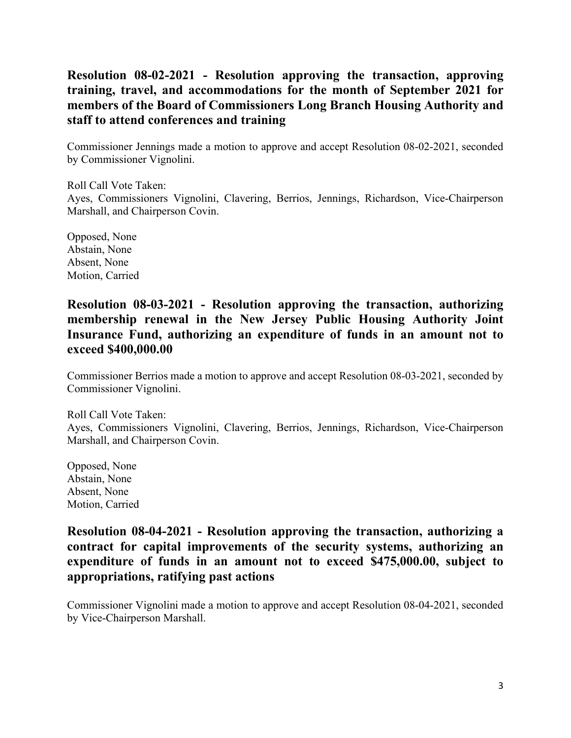### Resolution 08-02-2021 - Resolution approving the transaction, approving training, travel, and accommodations for the month of September 2021 for members of the Board of Commissioners Long Branch Housing Authority and staff to attend conferences and training

Commissioner Jennings made a motion to approve and accept Resolution 08-02-2021, seconded by Commissioner Vignolini.

Roll Call Vote Taken:
Ayes, Commissioners Vignolini, Clavering, Berrios, Jennings, Richardson, Vice-Chairperson Marshall, and Chairperson Covin.

Opposed, None
Abstain, None
Absent, None
Motion, Carried

### Resolution 08-03-2021 - Resolution approving the transaction, authorizing membership renewal in the New Jersey Public Housing Authority Joint Insurance Fund, authorizing an expenditure of funds in an amount not to exceed $400,000.00

Commissioner Berrios made a motion to approve and accept Resolution 08-03-2021, seconded by Commissioner Vignolini.

Roll Call Vote Taken:
Ayes, Commissioners Vignolini, Clavering, Berrios, Jennings, Richardson, Vice-Chairperson Marshall, and Chairperson Covin.

Opposed, None
Abstain, None
Absent, None
Motion, Carried

### Resolution 08-04-2021 - Resolution approving the transaction, authorizing a contract for capital improvements of the security systems, authorizing an expenditure of funds in an amount not to exceed $475,000.00, subject to appropriations, ratifying past actions

Commissioner Vignolini made a motion to approve and accept Resolution 08-04-2021, seconded by Vice-Chairperson Marshall.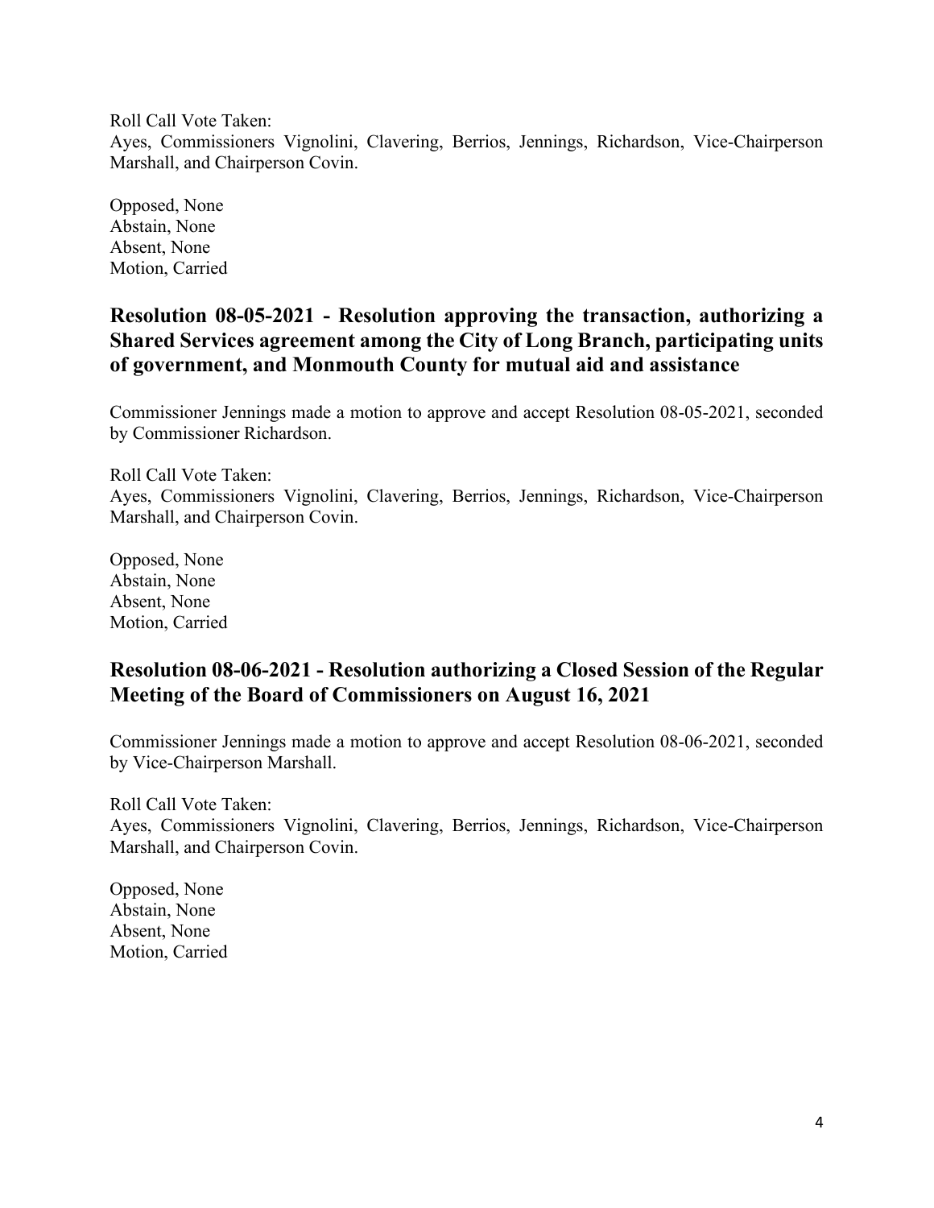Roll Call Vote Taken:
Ayes, Commissioners Vignolini, Clavering, Berrios, Jennings, Richardson, Vice-Chairperson Marshall, and Chairperson Covin.

Opposed, None
Abstain, None
Absent, None
Motion, Carried

## Resolution 08-05-2021 - Resolution approving the transaction, authorizing a Shared Services agreement among the City of Long Branch, participating units of government, and Monmouth County for mutual aid and assistance

Commissioner Jennings made a motion to approve and accept Resolution 08-05-2021, seconded by Commissioner Richardson.

Roll Call Vote Taken:
Ayes, Commissioners Vignolini, Clavering, Berrios, Jennings, Richardson, Vice-Chairperson Marshall, and Chairperson Covin.

Opposed, None
Abstain, None
Absent, None
Motion, Carried

## Resolution 08-06-2021 - Resolution authorizing a Closed Session of the Regular Meeting of the Board of Commissioners on August 16, 2021

Commissioner Jennings made a motion to approve and accept Resolution 08-06-2021, seconded by Vice-Chairperson Marshall.

Roll Call Vote Taken:
Ayes, Commissioners Vignolini, Clavering, Berrios, Jennings, Richardson, Vice-Chairperson Marshall, and Chairperson Covin.

Opposed, None
Abstain, None
Absent, None
Motion, Carried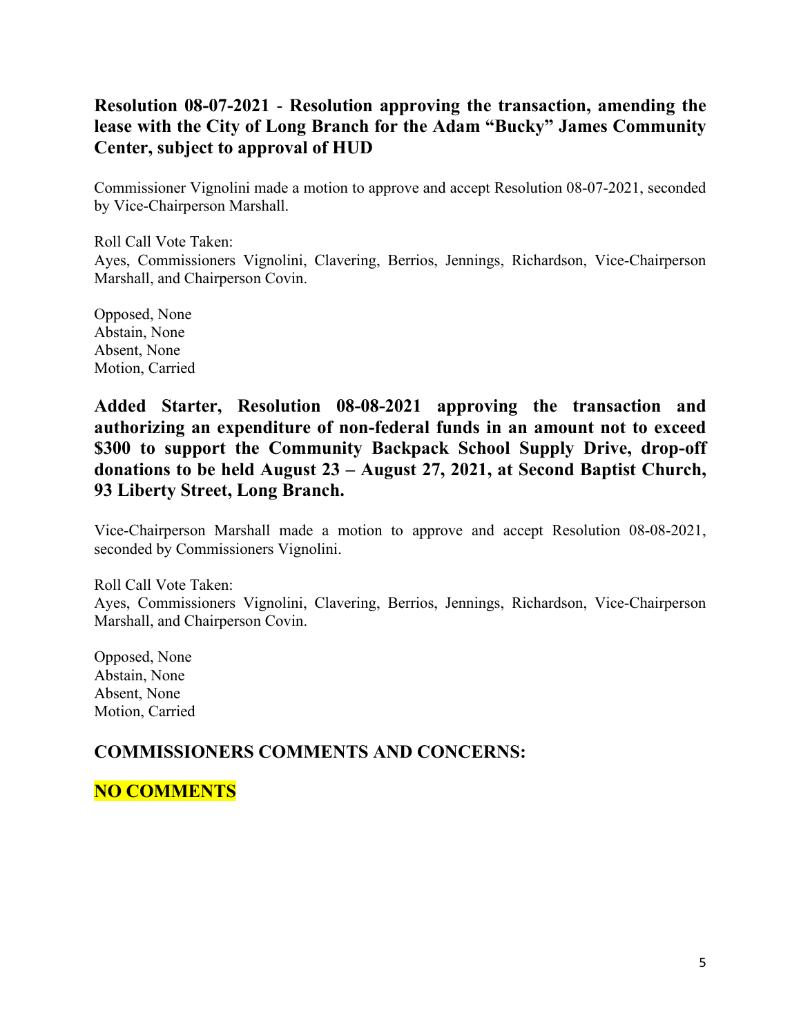### Resolution 08-07-2021 - Resolution approving the transaction, amending the lease with the City of Long Branch for the Adam "Bucky" James Community Center, subject to approval of HUD

Commissioner Vignolini made a motion to approve and accept Resolution 08-07-2021, seconded by Vice-Chairperson Marshall.

Roll Call Vote Taken:
Ayes, Commissioners Vignolini, Clavering, Berrios, Jennings, Richardson, Vice-Chairperson Marshall, and Chairperson Covin.

Opposed, None
Abstain, None
Absent, None
Motion, Carried

### Added Starter, Resolution 08-08-2021 approving the transaction and authorizing an expenditure of non-federal funds in an amount not to exceed $300 to support the Community Backpack School Supply Drive, drop-off donations to be held August 23 – August 27, 2021, at Second Baptist Church, 93 Liberty Street, Long Branch.

Vice-Chairperson Marshall made a motion to approve and accept Resolution 08-08-2021, seconded by Commissioners Vignolini.

Roll Call Vote Taken:
Ayes, Commissioners Vignolini, Clavering, Berrios, Jennings, Richardson, Vice-Chairperson Marshall, and Chairperson Covin.

Opposed, None
Abstain, None
Absent, None
Motion, Carried

## COMMISSIONERS COMMENTS AND CONCERNS:

## NO COMMENTS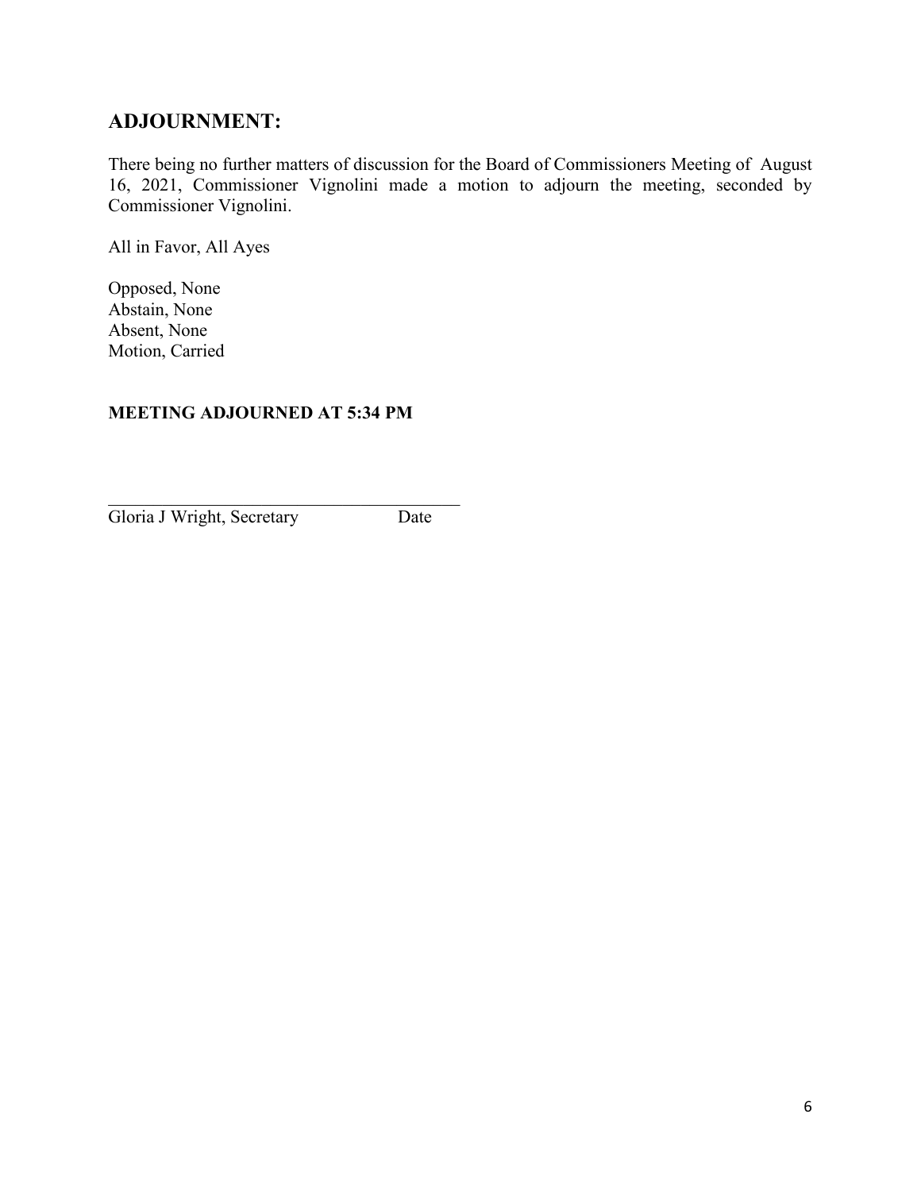## ADJOURNMENT:

There being no further matters of discussion for the Board of Commissioners Meeting of August 16, 2021, Commissioner Vignolini made a motion to adjourn the meeting, seconded by Commissioner Vignolini.

All in Favor, All Ayes

Opposed, None
Abstain, None
Absent, None
Motion, Carried

**MEETING ADJOURNED AT 5:34 PM**

\_\_\_\_\_\_\_\_\_\_\_\_\_\_\_\_\_\_\_\_\_\_\_\_\_\_\_\_\_\_\_\_\_\_\_\_\_\_\_\_

Gloria J Wright, Secretary Date